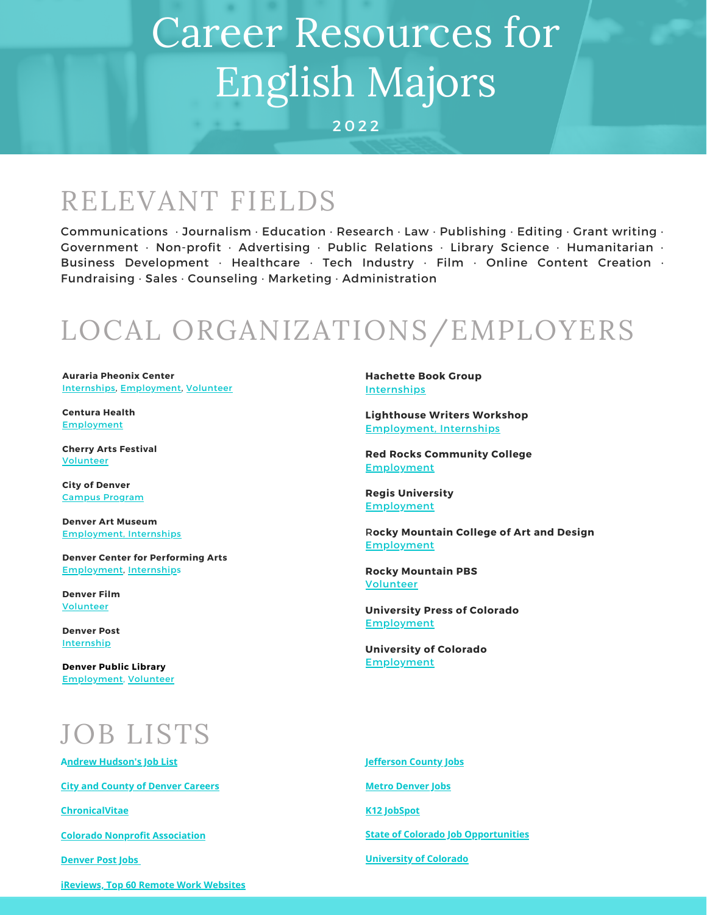# Career Resources for English Majors

2022

## RELEVANT FIELDS

Communications · Journalism · Education · Research · Law · Publishing · Editing · Grant writing · Government · Non-profit · Advertising · Public Relations · Library Science · Humanitarian · Business Development · Healthcare · Tech Industry · Film · Online Content Creation · Fundraising · Sales · Counseling · Marketing · Administration

## LOCAL ORGANIZATIONS/EMPLOYERS

**Auraria Pheonix Center**
Internships, Employment, Volunteer

**Centura Health**
Employment

**Cherry Arts Festival**
Volunteer

**City of Denver**
Campus Program

**Denver Art Museum**
Employment, Internships

**Denver Center for Performing Arts**
Employment, Internships

**Denver Film**
Volunteer

**Denver Post**
Internship

**Denver Public Library**
Employment, Volunteer

**Hachette Book Group**
Internships

**Lighthouse Writers Workshop**
Employment, Internships

**Red Rocks Community College**
Employment

**Regis University**
Employment

**Rocky Mountain College of Art and Design**
Employment

**Rocky Mountain PBS**
Volunteer

**University Press of Colorado**
Employment

**University of Colorado**
Employment

## JOB LISTS

**Andrew Hudson's Job List**

**City and County of Denver Careers**

**ChronicalVitae**

**Colorado Nonprofit Association**

**Denver Post Jobs**

**iReviews, Top 60 Remote Work Websites**

**Jefferson County Jobs**

**Metro Denver Jobs**

**K12 JobSpot**

**State of Colorado Job Opportunities**

**University of Colorado**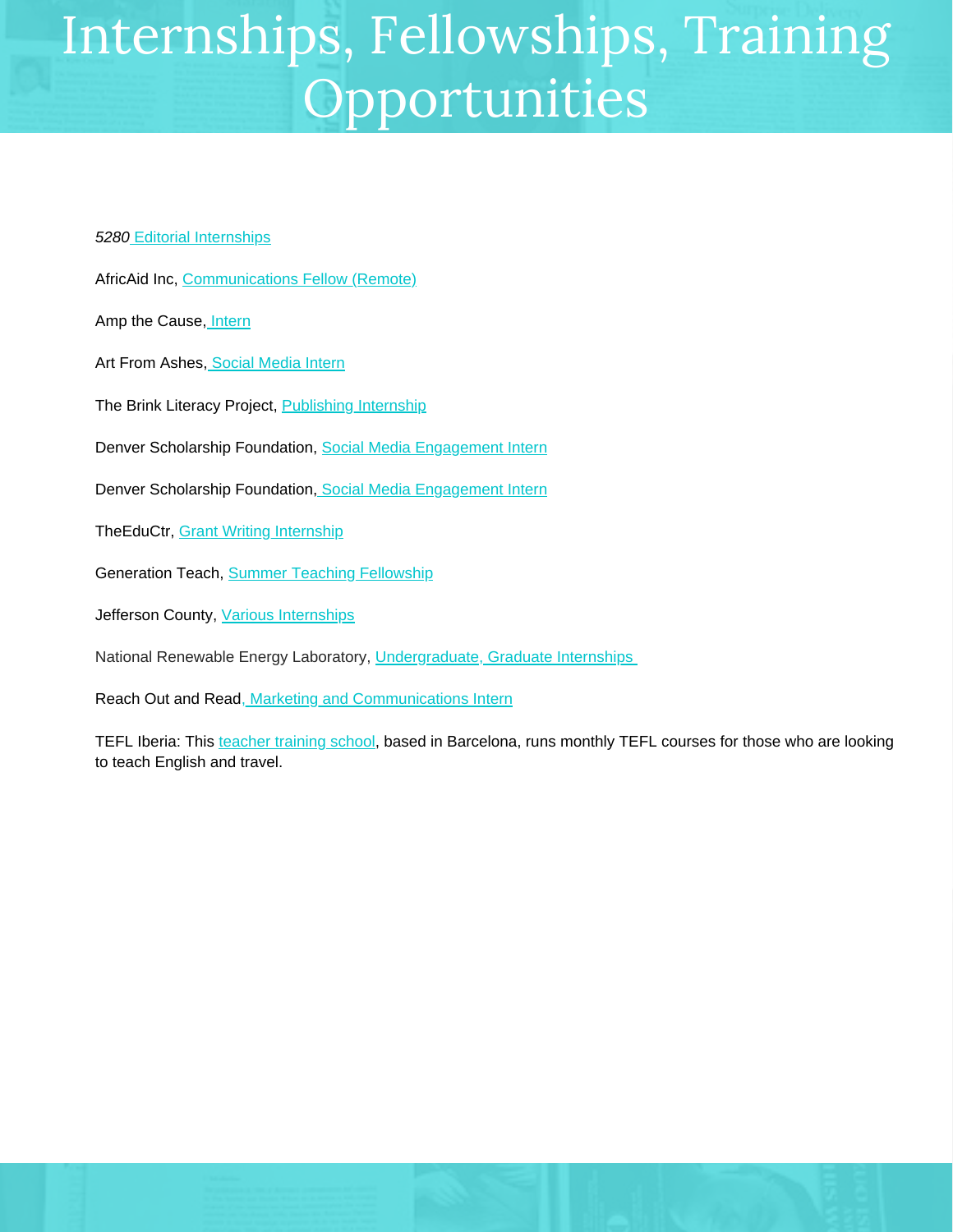# Internships, Fellowships, Training Opportunities

*5280* Editorial Internships

AfricAid Inc, Communications Fellow (Remote)

Amp the Cause, Intern

Art From Ashes, Social Media Intern

The Brink Literacy Project, Publishing Internship

Denver Scholarship Foundation, Social Media Engagement Intern

Denver Scholarship Foundation, Social Media Engagement Intern

TheEduCtr, Grant Writing Internship

Generation Teach, Summer Teaching Fellowship

Jefferson County, Various Internships

National Renewable Energy Laboratory, Undergraduate, Graduate Internships

Reach Out and Read, Marketing and Communications Intern

TEFL Iberia: This teacher training school, based in Barcelona, runs monthly TEFL courses for those who are looking to teach English and travel.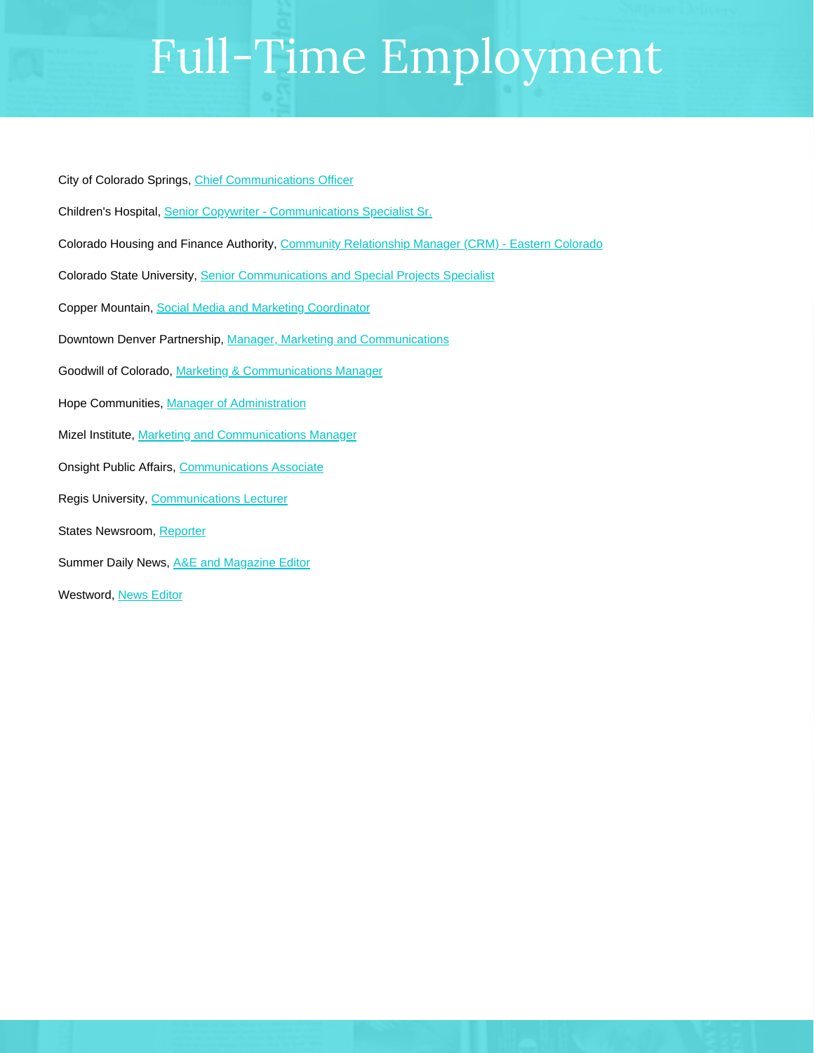# Full-Time Employment

City of Colorado Springs, Chief Communications Officer

Children's Hospital, Senior Copywriter - Communications Specialist Sr.

Colorado Housing and Finance Authority, Community Relationship Manager (CRM) - Eastern Colorado

Colorado State University, Senior Communications and Special Projects Specialist

Copper Mountain, Social Media and Marketing Coordinator

Downtown Denver Partnership, Manager, Marketing and Communications

Goodwill of Colorado, Marketing & Communications Manager

Hope Communities, Manager of Administration

Mizel Institute, Marketing and Communications Manager

Onsight Public Affairs, Communications Associate

Regis University, Communications Lecturer

States Newsroom, Reporter

Summer Daily News, A&E and Magazine Editor

Westword, News Editor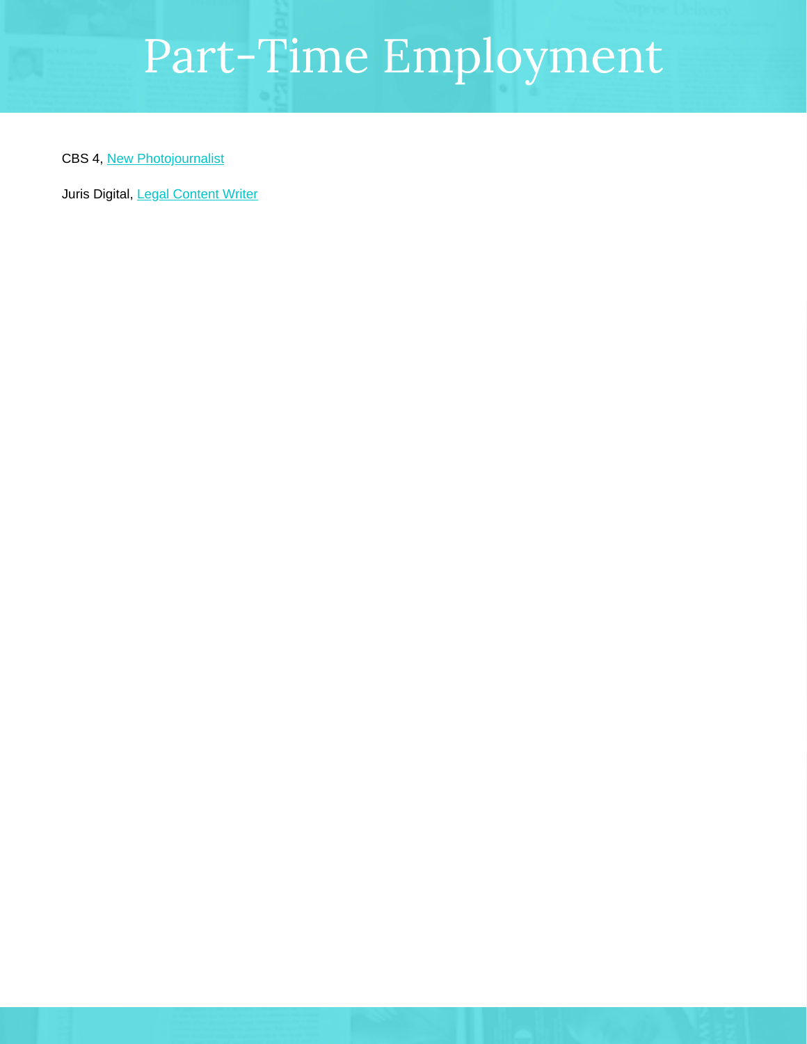# Part-Time Employment

CBS 4, New Photojournalist

Juris Digital, Legal Content Writer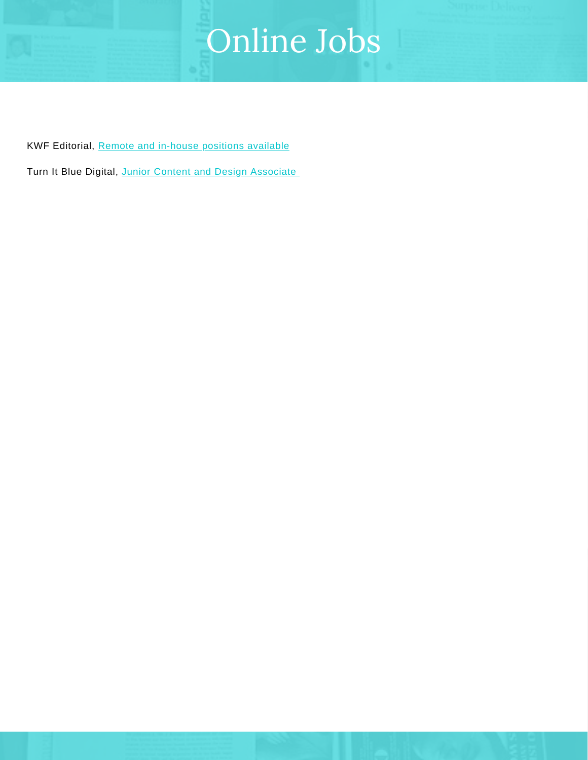# Online Jobs

KWF Editorial, Remote and in-house positions available

Turn It Blue Digital, Junior Content and Design Associate